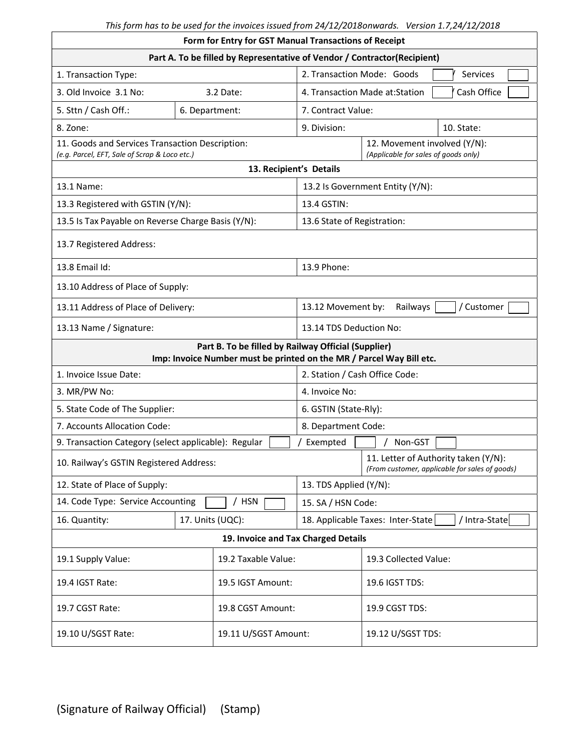*This form has to be used for the invoices issued from 24/12/2018onwards. Version 1.7,24/12/2018*

## Form for Entry for GST Manual Transactions of Receipt

### Part A. To be filled by Representative of Vendor / Contractor(Recipient)

| | | | |
|---|---|---|---|
| 1. Transaction Type: | | 2. Transaction Mode: Goods ☐ / Services ☐ | |
| 3. Old Invoice 3.1 No: | 3.2 Date: | 4. Transaction Made at:Station ☐ / Cash Office ☐ | |
| 5. Sttn / Cash Off.: | 6. Department: | 7. Contract Value: | |
| 8. Zone: | | 9. Division: | 10. State: |
| 11. Goods and Services Transaction Description: *(e.g. Parcel, EFT, Sale of Scrap & Loco etc.)* | | 12. Movement involved (Y/N): *(Applicable for sales of goods only)* | |

### 13. Recipient's Details

| | |
|---|---|
| 13.1 Name: | 13.2 Is Government Entity (Y/N): |
| 13.3 Registered with GSTIN (Y/N): | 13.4 GSTIN: |
| 13.5 Is Tax Payable on Reverse Charge Basis (Y/N): | 13.6 State of Registration: |
| 13.7 Registered Address: | |
| 13.8 Email Id: | 13.9 Phone: |
| 13.10 Address of Place of Supply: | |
| 13.11 Address of Place of Delivery: | 13.12 Movement by: Railways ☐ / Customer ☐ |
| 13.13 Name / Signature: | 13.14 TDS Deduction No: |

### Part B. To be filled by Railway Official (Supplier)

**Imp: Invoice Number must be printed on the MR / Parcel Way Bill etc.**

| | | |
|---|---|---|
| 1. Invoice Issue Date: | | 2. Station / Cash Office Code: |
| 3. MR/PW No: | | 4. Invoice No: |
| 5. State Code of The Supplier: | | 6. GSTIN (State-Rly): |
| 7. Accounts Allocation Code: | | 8. Department Code: |
| 9. Transaction Category (select applicable): Regular ☐ / Exempted ☐ / Non-GST ☐ | | |
| 10. Railway's GSTIN Registered Address: | | 11. Letter of Authority taken (Y/N): *(From customer, applicable for sales of goods)* |
| 12. State of Place of Supply: | | 13. TDS Applied (Y/N): |
| 14. Code Type: Service Accounting ☐ / HSN ☐ | | 15. SA / HSN Code: |
| 16. Quantity: | 17. Units (UQC): | 18. Applicable Taxes: Inter-State ☐ / Intra-State ☐ |

### 19. Invoice and Tax Charged Details

| | | |
|---|---|---|
| 19.1 Supply Value: | 19.2 Taxable Value: | 19.3 Collected Value: |
| 19.4 IGST Rate: | 19.5 IGST Amount: | 19.6 IGST TDS: |
| 19.7 CGST Rate: | 19.8 CGST Amount: | 19.9 CGST TDS: |
| 19.10 U/SGST Rate: | 19.11 U/SGST Amount: | 19.12 U/SGST TDS: |

(Signature of Railway Official) (Stamp)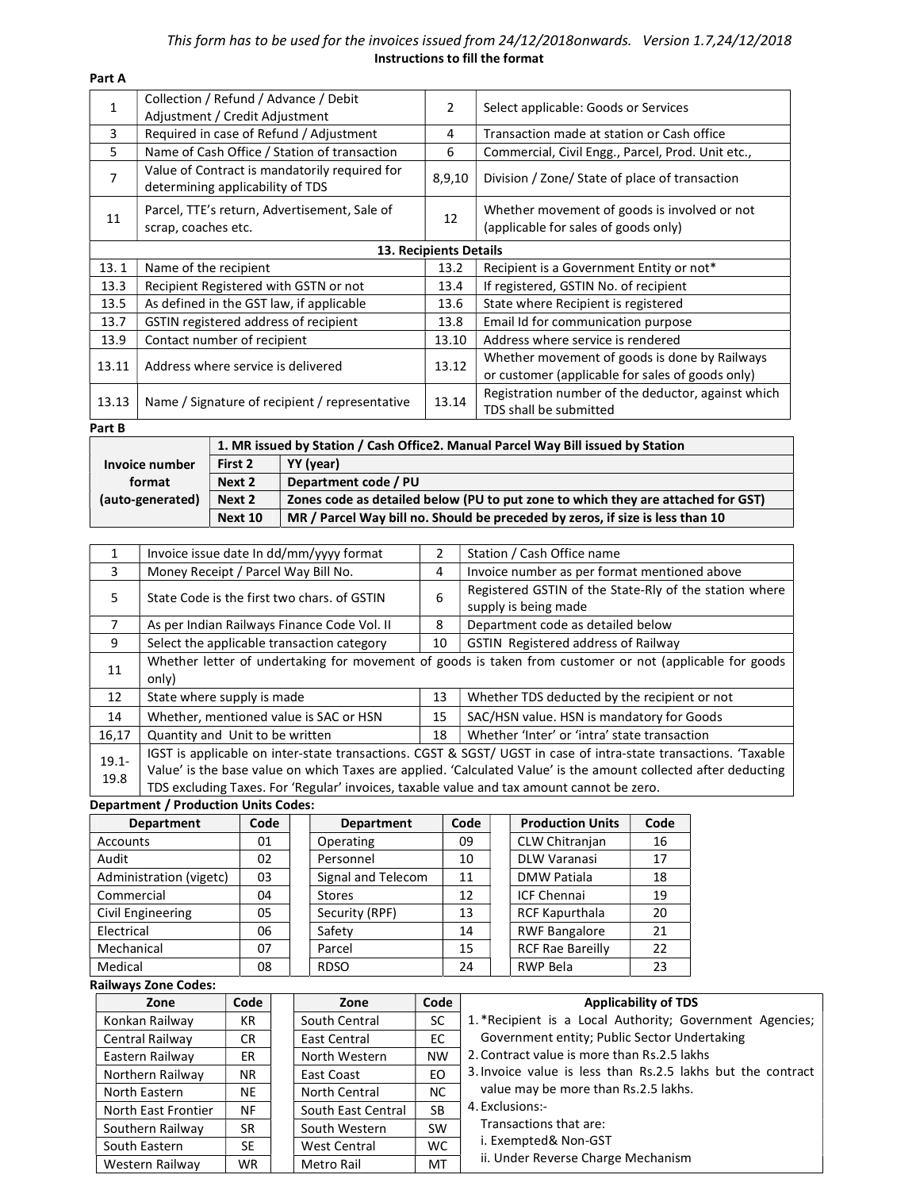*This form has to be used for the invoices issued from 24/12/2018onwards. Version 1.7,24/12/2018*

**Instructions to fill the format**

**Part A**

| | | | |
|---|---|---|---|
| 1 | Collection / Refund / Advance / Debit Adjustment / Credit Adjustment | 2 | Select applicable: Goods or Services |
| 3 | Required in case of Refund / Adjustment | 4 | Transaction made at station or Cash office |
| 5 | Name of Cash Office / Station of transaction | 6 | Commercial, Civil Engg., Parcel, Prod. Unit etc., |
| 7 | Value of Contract is mandatorily required for determining applicability of TDS | 8,9,10 | Division / Zone/ State of place of transaction |
| 11 | Parcel, TTE's return, Advertisement, Sale of scrap, coaches etc. | 12 | Whether movement of goods is involved or not (applicable for sales of goods only) |
| **13. Recipients Details** | | | |
| 13. 1 | Name of the recipient | 13.2 | Recipient is a Government Entity or not* |
| 13.3 | Recipient Registered with GSTN or not | 13.4 | If registered, GSTIN No. of recipient |
| 13.5 | As defined in the GST law, if applicable | 13.6 | State where Recipient is registered |
| 13.7 | GSTIN registered address of recipient | 13.8 | Email Id for communication purpose |
| 13.9 | Contact number of recipient | 13.10 | Address where service is rendered |
| 13.11 | Address where service is delivered | 13.12 | Whether movement of goods is done by Railways or customer (applicable for sales of goods only) |
| 13.13 | Name / Signature of recipient / representative | 13.14 | Registration number of the deductor, against which TDS shall be submitted |

**Part B**

| | | |
|---|---|---|
| **Invoice number format (auto-generated)** | **1. MR issued by Station / Cash Office2. Manual Parcel Way Bill issued by Station** | |
| | **First 2** | **YY (year)** |
| | **Next 2** | **Department code / PU** |
| | **Next 2** | **Zones code as detailed below (PU to put zone to which they are attached for GST)** |
| | **Next 10** | **MR / Parcel Way bill no. Should be preceded by zeros, if size is less than 10** |

| | | | |
|---|---|---|---|
| 1 | Invoice issue date In dd/mm/yyyy format | 2 | Station / Cash Office name |
| 3 | Money Receipt / Parcel Way Bill No. | 4 | Invoice number as per format mentioned above |
| 5 | State Code is the first two chars. of GSTIN | 6 | Registered GSTIN of the State-Rly of the station where supply is being made |
| 7 | As per Indian Railways Finance Code Vol. II | 8 | Department code as detailed below |
| 9 | Select the applicable transaction category | 10 | GSTIN Registered address of Railway |
| 11 | Whether letter of undertaking for movement of goods is taken from customer or not (applicable for goods only) | | |
| 12 | State where supply is made | 13 | Whether TDS deducted by the recipient or not |
| 14 | Whether, mentioned value is SAC or HSN | 15 | SAC/HSN value. HSN is mandatory for Goods |
| 16,17 | Quantity and Unit to be written | 18 | Whether 'Inter' or 'intra' state transaction |
| 19.1-19.8 | IGST is applicable on inter-state transactions. CGST & SGST/ UGST in case of intra-state transactions. 'Taxable Value' is the base value on which Taxes are applied. 'Calculated Value' is the amount collected after deducting TDS excluding Taxes. For 'Regular' invoices, taxable value and tax amount cannot be zero. | | |

**Department / Production Units Codes:**

| Department | Code | Department | Code | Production Units | Code |
|---|---|---|---|---|---|
| Accounts | 01 | Operating | 09 | CLW Chitranjan | 16 |
| Audit | 02 | Personnel | 10 | DLW Varanasi | 17 |
| Administration (vigetc) | 03 | Signal and Telecom | 11 | DMW Patiala | 18 |
| Commercial | 04 | Stores | 12 | ICF Chennai | 19 |
| Civil Engineering | 05 | Security (RPF) | 13 | RCF Kapurthala | 20 |
| Electrical | 06 | Safety | 14 | RWF Bangalore | 21 |
| Mechanical | 07 | Parcel | 15 | RCF Rae Bareilly | 22 |
| Medical | 08 | RDSO | 24 | RWP Bela | 23 |

**Railways Zone Codes:**

| Zone | Code | Zone | Code |
|---|---|---|---|
| Konkan Railway | KR | South Central | SC |
| Central Railway | CR | East Central | EC |
| Eastern Railway | ER | North Western | NW |
| Northern Railway | NR | East Coast | EO |
| North Eastern | NE | North Central | NC |
| North East Frontier | NF | South East Central | SB |
| Southern Railway | SR | South Western | SW |
| South Eastern | SE | West Central | WC |
| Western Railway | WR | Metro Rail | MT |

**Applicability of TDS**

1. *Recipient is a Local Authority; Government Agencies; Government entity; Public Sector Undertaking
2. Contract value is more than Rs.2.5 lakhs
3. Invoice value is less than Rs.2.5 lakhs but the contract value may be more than Rs.2.5 lakhs.
4. Exclusions:-
   Transactions that are:
   i. Exempted& Non-GST
   ii. Under Reverse Charge Mechanism